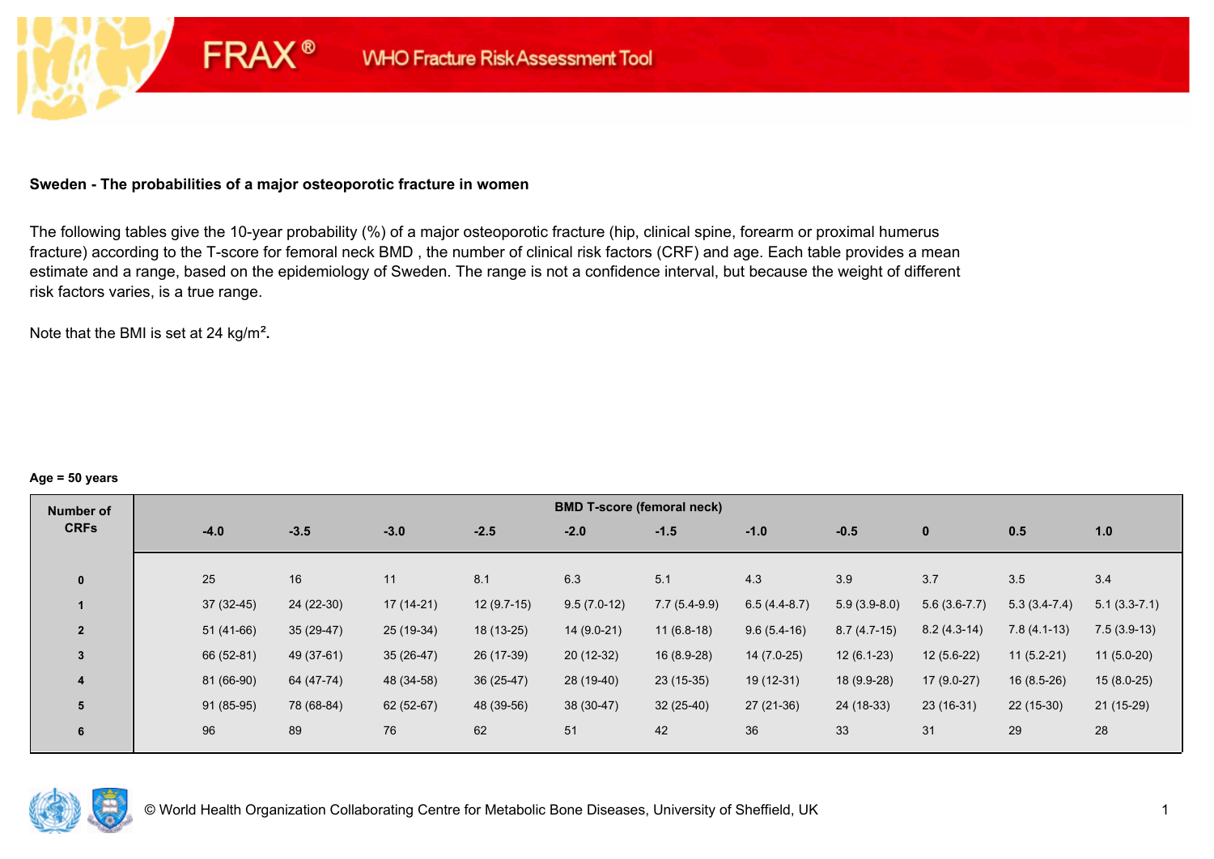**FRAX® WHO Fracture Risk Assessment Tool**

**Sweden - The probabilities of a major osteoporotic fracture in women**

The following tables give the 10-year probability (%) of a major osteoporotic fracture (hip, clinical spine, forearm or proximal humerus fracture) according to the T-score for femoral neck BMD , the number of clinical risk factors (CRF) and age. Each table provides a mean estimate and a range, based on the epidemiology of Sweden. The range is not a confidence interval, but because the weight of different risk factors varies, is a true range.

Note that the BMI is set at 24 kg/m$^2$.

**Age = 50 years**

| Number of CRFs | BMD T-score (femoral neck) | | | | | | | | | | |
|---|---|---|---|---|---|---|---|---|---|---|---|
| | -4.0 | -3.5 | -3.0 | -2.5 | -2.0 | -1.5 | -1.0 | -0.5 | 0 | 0.5 | 1.0 |
| 0 | 25 | 16 | 11 | 8.1 | 6.3 | 5.1 | 4.3 | 3.9 | 3.7 | 3.5 | 3.4 |
| 1 | 37 (32-45) | 24 (22-30) | 17 (14-21) | 12 (9.7-15) | 9.5 (7.0-12) | 7.7 (5.4-9.9) | 6.5 (4.4-8.7) | 5.9 (3.9-8.0) | 5.6 (3.6-7.7) | 5.3 (3.4-7.4) | 5.1 (3.3-7.1) |
| 2 | 51 (41-66) | 35 (29-47) | 25 (19-34) | 18 (13-25) | 14 (9.0-21) | 11 (6.8-18) | 9.6 (5.4-16) | 8.7 (4.7-15) | 8.2 (4.3-14) | 7.8 (4.1-13) | 7.5 (3.9-13) |
| 3 | 66 (52-81) | 49 (37-61) | 35 (26-47) | 26 (17-39) | 20 (12-32) | 16 (8.9-28) | 14 (7.0-25) | 12 (6.1-23) | 12 (5.6-22) | 11 (5.2-21) | 11 (5.0-20) |
| 4 | 81 (66-90) | 64 (47-74) | 48 (34-58) | 36 (25-47) | 28 (19-40) | 23 (15-35) | 19 (12-31) | 18 (9.9-28) | 17 (9.0-27) | 16 (8.5-26) | 15 (8.0-25) |
| 5 | 91 (85-95) | 78 (68-84) | 62 (52-67) | 48 (39-56) | 38 (30-47) | 32 (25-40) | 27 (21-36) | 24 (18-33) | 23 (16-31) | 22 (15-30) | 21 (15-29) |
| 6 | 96 | 89 | 76 | 62 | 51 | 42 | 36 | 33 | 31 | 29 | 28 |

© World Health Organization Collaborating Centre for Metabolic Bone Diseases, University of Sheffield, UK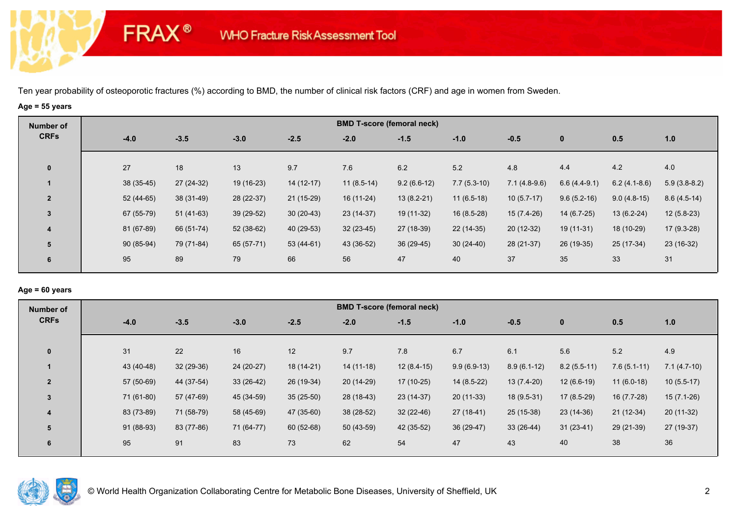FRAX® WHO Fracture Risk Assessment Tool

Ten year probability of osteoporotic fractures (%) according to BMD, the number of clinical risk factors (CRF) and age in women from Sweden.

**Age = 55 years**

| Number of CRFs | BMD T-score (femoral neck) | | | | | | | | | | |
|---|---|---|---|---|---|---|---|---|---|---|---|
| | -4.0 | -3.5 | -3.0 | -2.5 | -2.0 | -1.5 | -1.0 | -0.5 | 0 | 0.5 | 1.0 |
| 0 | 27 | 18 | 13 | 9.7 | 7.6 | 6.2 | 5.2 | 4.8 | 4.4 | 4.2 | 4.0 |
| 1 | 38 (35-45) | 27 (24-32) | 19 (16-23) | 14 (12-17) | 11 (8.5-14) | 9.2 (6.6-12) | 7.7 (5.3-10) | 7.1 (4.8-9.6) | 6.6 (4.4-9.1) | 6.2 (4.1-8.6) | 5.9 (3.8-8.2) |
| 2 | 52 (44-65) | 38 (31-49) | 28 (22-37) | 21 (15-29) | 16 (11-24) | 13 (8.2-21) | 11 (6.5-18) | 10 (5.7-17) | 9.6 (5.2-16) | 9.0 (4.8-15) | 8.6 (4.5-14) |
| 3 | 67 (55-79) | 51 (41-63) | 39 (29-52) | 30 (20-43) | 23 (14-37) | 19 (11-32) | 16 (8.5-28) | 15 (7.4-26) | 14 (6.7-25) | 13 (6.2-24) | 12 (5.8-23) |
| 4 | 81 (67-89) | 66 (51-74) | 52 (38-62) | 40 (29-53) | 32 (23-45) | 27 (18-39) | 22 (14-35) | 20 (12-32) | 19 (11-31) | 18 (10-29) | 17 (9.3-28) |
| 5 | 90 (85-94) | 79 (71-84) | 65 (57-71) | 53 (44-61) | 43 (36-52) | 36 (29-45) | 30 (24-40) | 28 (21-37) | 26 (19-35) | 25 (17-34) | 23 (16-32) |
| 6 | 95 | 89 | 79 | 66 | 56 | 47 | 40 | 37 | 35 | 33 | 31 |

**Age = 60 years**

| Number of CRFs | BMD T-score (femoral neck) | | | | | | | | | | |
|---|---|---|---|---|---|---|---|---|---|---|---|
| | -4.0 | -3.5 | -3.0 | -2.5 | -2.0 | -1.5 | -1.0 | -0.5 | 0 | 0.5 | 1.0 |
| 0 | 31 | 22 | 16 | 12 | 9.7 | 7.8 | 6.7 | 6.1 | 5.6 | 5.2 | 4.9 |
| 1 | 43 (40-48) | 32 (29-36) | 24 (20-27) | 18 (14-21) | 14 (11-18) | 12 (8.4-15) | 9.9 (6.9-13) | 8.9 (6.1-12) | 8.2 (5.5-11) | 7.6 (5.1-11) | 7.1 (4.7-10) |
| 2 | 57 (50-69) | 44 (37-54) | 33 (26-42) | 26 (19-34) | 20 (14-29) | 17 (10-25) | 14 (8.5-22) | 13 (7.4-20) | 12 (6.6-19) | 11 (6.0-18) | 10 (5.5-17) |
| 3 | 71 (61-80) | 57 (47-69) | 45 (34-59) | 35 (25-50) | 28 (18-43) | 23 (14-37) | 20 (11-33) | 18 (9.5-31) | 17 (8.5-29) | 16 (7.7-28) | 15 (7.1-26) |
| 4 | 83 (73-89) | 71 (58-79) | 58 (45-69) | 47 (35-60) | 38 (28-52) | 32 (22-46) | 27 (18-41) | 25 (15-38) | 23 (14-36) | 21 (12-34) | 20 (11-32) |
| 5 | 91 (88-93) | 83 (77-86) | 71 (64-77) | 60 (52-68) | 50 (43-59) | 42 (35-52) | 36 (29-47) | 33 (26-44) | 31 (23-41) | 29 (21-39) | 27 (19-37) |
| 6 | 95 | 91 | 83 | 73 | 62 | 54 | 47 | 43 | 40 | 38 | 36 |

© World Health Organization Collaborating Centre for Metabolic Bone Diseases, University of Sheffield, UK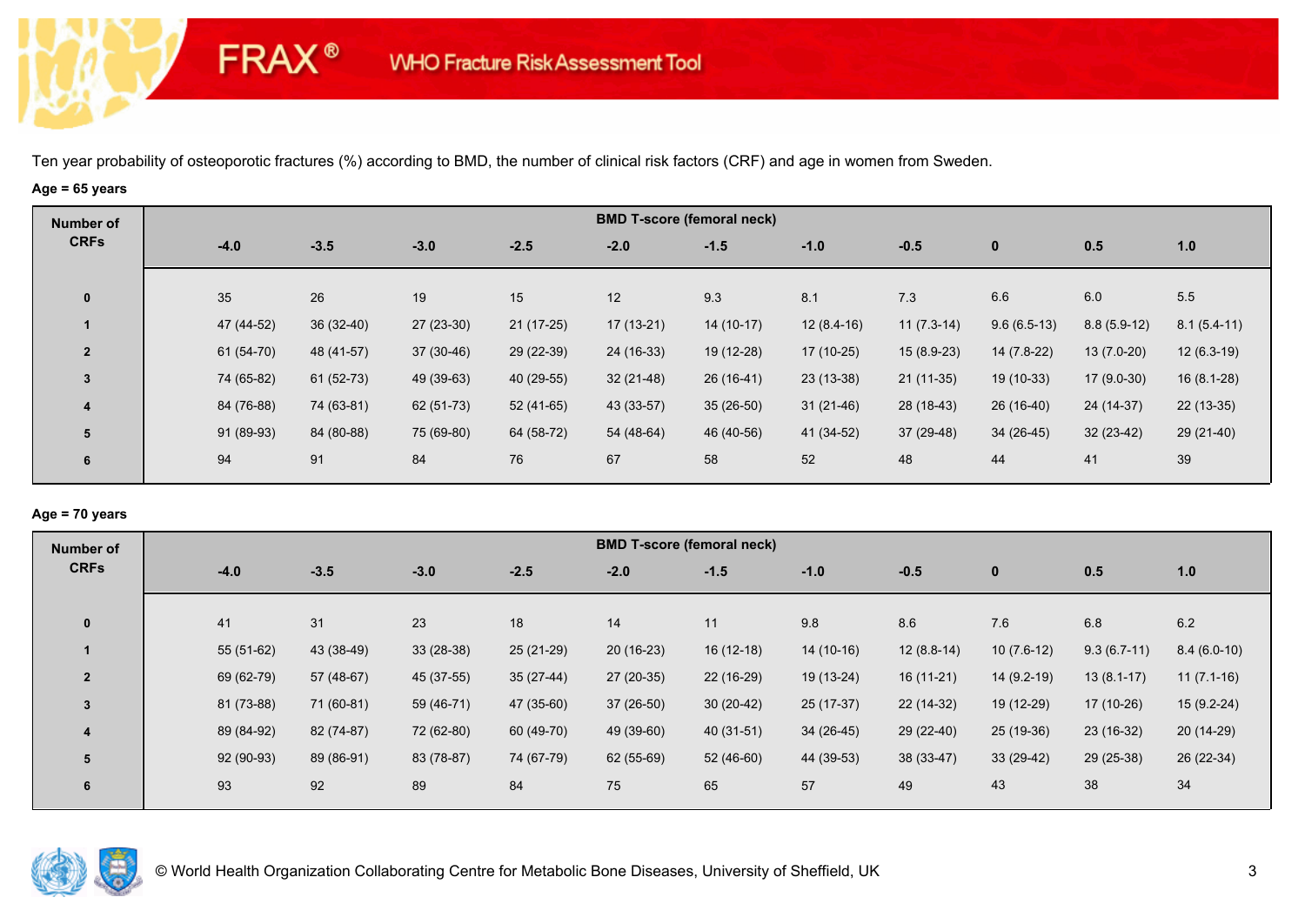FRAX® WHO Fracture Risk Assessment Tool

Ten year probability of osteoporotic fractures (%) according to BMD, the number of clinical risk factors (CRF) and age in women from Sweden.

**Age = 65 years**

| Number of CRFs | BMD T-score (femoral neck) | | | | | | | | | | |
|---|---|---|---|---|---|---|---|---|---|---|---|
| | -4.0 | -3.5 | -3.0 | -2.5 | -2.0 | -1.5 | -1.0 | -0.5 | 0 | 0.5 | 1.0 |
| 0 | 35 | 26 | 19 | 15 | 12 | 9.3 | 8.1 | 7.3 | 6.6 | 6.0 | 5.5 |
| 1 | 47 (44-52) | 36 (32-40) | 27 (23-30) | 21 (17-25) | 17 (13-21) | 14 (10-17) | 12 (8.4-16) | 11 (7.3-14) | 9.6 (6.5-13) | 8.8 (5.9-12) | 8.1 (5.4-11) |
| 2 | 61 (54-70) | 48 (41-57) | 37 (30-46) | 29 (22-39) | 24 (16-33) | 19 (12-28) | 17 (10-25) | 15 (8.9-23) | 14 (7.8-22) | 13 (7.0-20) | 12 (6.3-19) |
| 3 | 74 (65-82) | 61 (52-73) | 49 (39-63) | 40 (29-55) | 32 (21-48) | 26 (16-41) | 23 (13-38) | 21 (11-35) | 19 (10-33) | 17 (9.0-30) | 16 (8.1-28) |
| 4 | 84 (76-88) | 74 (63-81) | 62 (51-73) | 52 (41-65) | 43 (33-57) | 35 (26-50) | 31 (21-46) | 28 (18-43) | 26 (16-40) | 24 (14-37) | 22 (13-35) |
| 5 | 91 (89-93) | 84 (80-88) | 75 (69-80) | 64 (58-72) | 54 (48-64) | 46 (40-56) | 41 (34-52) | 37 (29-48) | 34 (26-45) | 32 (23-42) | 29 (21-40) |
| 6 | 94 | 91 | 84 | 76 | 67 | 58 | 52 | 48 | 44 | 41 | 39 |

**Age = 70 years**

| Number of CRFs | BMD T-score (femoral neck) | | | | | | | | | | |
|---|---|---|---|---|---|---|---|---|---|---|---|
| | -4.0 | -3.5 | -3.0 | -2.5 | -2.0 | -1.5 | -1.0 | -0.5 | 0 | 0.5 | 1.0 |
| 0 | 41 | 31 | 23 | 18 | 14 | 11 | 9.8 | 8.6 | 7.6 | 6.8 | 6.2 |
| 1 | 55 (51-62) | 43 (38-49) | 33 (28-38) | 25 (21-29) | 20 (16-23) | 16 (12-18) | 14 (10-16) | 12 (8.8-14) | 10 (7.6-12) | 9.3 (6.7-11) | 8.4 (6.0-10) |
| 2 | 69 (62-79) | 57 (48-67) | 45 (37-55) | 35 (27-44) | 27 (20-35) | 22 (16-29) | 19 (13-24) | 16 (11-21) | 14 (9.2-19) | 13 (8.1-17) | 11 (7.1-16) |
| 3 | 81 (73-88) | 71 (60-81) | 59 (46-71) | 47 (35-60) | 37 (26-50) | 30 (20-42) | 25 (17-37) | 22 (14-32) | 19 (12-29) | 17 (10-26) | 15 (9.2-24) |
| 4 | 89 (84-92) | 82 (74-87) | 72 (62-80) | 60 (49-70) | 49 (39-60) | 40 (31-51) | 34 (26-45) | 29 (22-40) | 25 (19-36) | 23 (16-32) | 20 (14-29) |
| 5 | 92 (90-93) | 89 (86-91) | 83 (78-87) | 74 (67-79) | 62 (55-69) | 52 (46-60) | 44 (39-53) | 38 (33-47) | 33 (29-42) | 29 (25-38) | 26 (22-34) |
| 6 | 93 | 92 | 89 | 84 | 75 | 65 | 57 | 49 | 43 | 38 | 34 |

© World Health Organization Collaborating Centre for Metabolic Bone Diseases, University of Sheffield, UK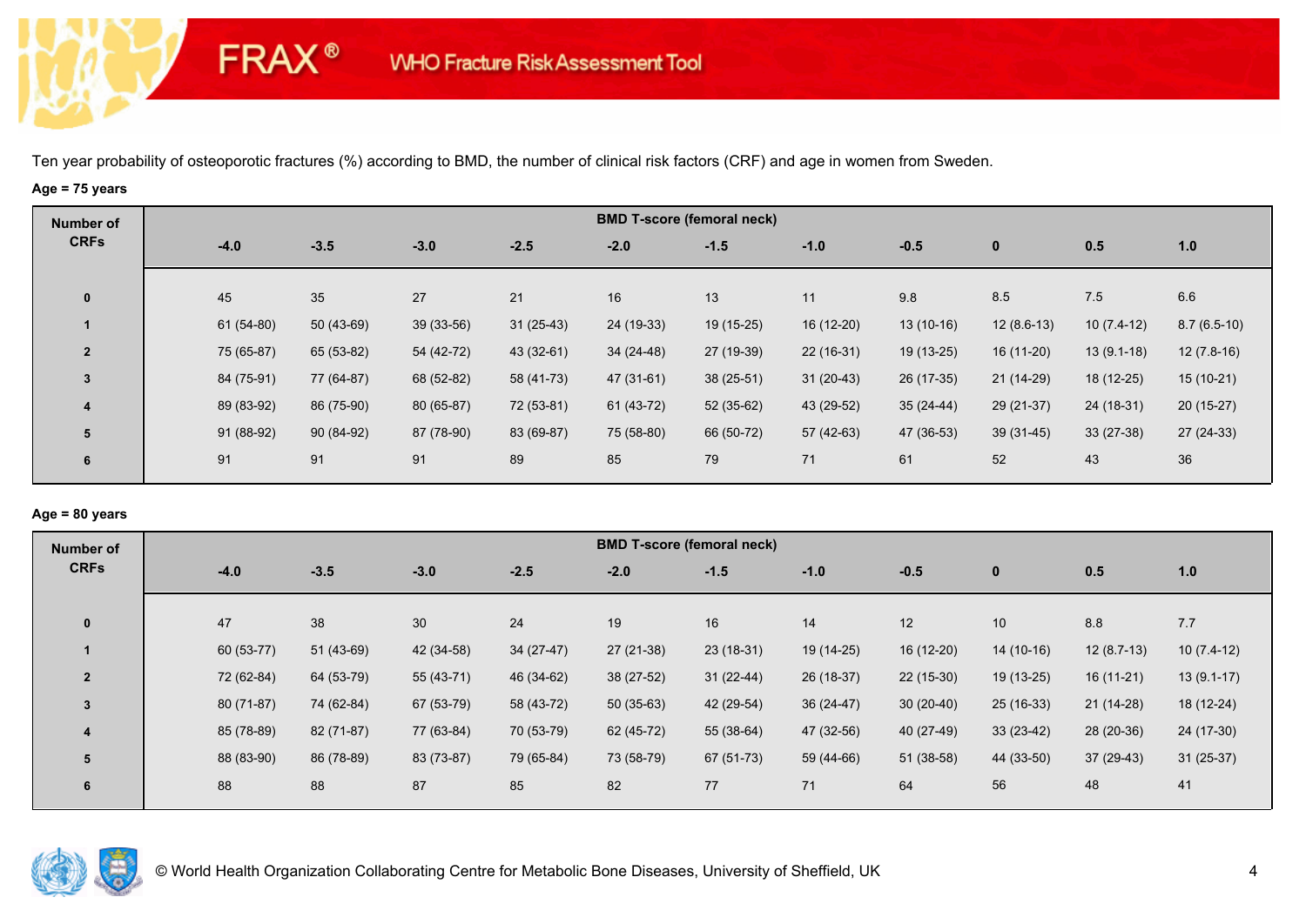# FRAX® WHO Fracture Risk Assessment Tool

Ten year probability of osteoporotic fractures (%) according to BMD, the number of clinical risk factors (CRF) and age in women from Sweden.

**Age = 75 years**

| Number of CRFs | BMD T-score (femoral neck) | | | | | | | | | | |
|---|---|---|---|---|---|---|---|---|---|---|---|
| | **-4.0** | **-3.5** | **-3.0** | **-2.5** | **-2.0** | **-1.5** | **-1.0** | **-0.5** | **0** | **0.5** | **1.0** |
| **0** | 45 | 35 | 27 | 21 | 16 | 13 | 11 | 9.8 | 8.5 | 7.5 | 6.6 |
| **1** | 61 (54-80) | 50 (43-69) | 39 (33-56) | 31 (25-43) | 24 (19-33) | 19 (15-25) | 16 (12-20) | 13 (10-16) | 12 (8.6-13) | 10 (7.4-12) | 8.7 (6.5-10) |
| **2** | 75 (65-87) | 65 (53-82) | 54 (42-72) | 43 (32-61) | 34 (24-48) | 27 (19-39) | 22 (16-31) | 19 (13-25) | 16 (11-20) | 13 (9.1-18) | 12 (7.8-16) |
| **3** | 84 (75-91) | 77 (64-87) | 68 (52-82) | 58 (41-73) | 47 (31-61) | 38 (25-51) | 31 (20-43) | 26 (17-35) | 21 (14-29) | 18 (12-25) | 15 (10-21) |
| **4** | 89 (83-92) | 86 (75-90) | 80 (65-87) | 72 (53-81) | 61 (43-72) | 52 (35-62) | 43 (29-52) | 35 (24-44) | 29 (21-37) | 24 (18-31) | 20 (15-27) |
| **5** | 91 (88-92) | 90 (84-92) | 87 (78-90) | 83 (69-87) | 75 (58-80) | 66 (50-72) | 57 (42-63) | 47 (36-53) | 39 (31-45) | 33 (27-38) | 27 (24-33) |
| **6** | 91 | 91 | 91 | 89 | 85 | 79 | 71 | 61 | 52 | 43 | 36 |

**Age = 80 years**

| Number of CRFs | BMD T-score (femoral neck) | | | | | | | | | | |
|---|---|---|---|---|---|---|---|---|---|---|---|
| | **-4.0** | **-3.5** | **-3.0** | **-2.5** | **-2.0** | **-1.5** | **-1.0** | **-0.5** | **0** | **0.5** | **1.0** |
| **0** | 47 | 38 | 30 | 24 | 19 | 16 | 14 | 12 | 10 | 8.8 | 7.7 |
| **1** | 60 (53-77) | 51 (43-69) | 42 (34-58) | 34 (27-47) | 27 (21-38) | 23 (18-31) | 19 (14-25) | 16 (12-20) | 14 (10-16) | 12 (8.7-13) | 10 (7.4-12) |
| **2** | 72 (62-84) | 64 (53-79) | 55 (43-71) | 46 (34-62) | 38 (27-52) | 31 (22-44) | 26 (18-37) | 22 (15-30) | 19 (13-25) | 16 (11-21) | 13 (9.1-17) |
| **3** | 80 (71-87) | 74 (62-84) | 67 (53-79) | 58 (43-72) | 50 (35-63) | 42 (29-54) | 36 (24-47) | 30 (20-40) | 25 (16-33) | 21 (14-28) | 18 (12-24) |
| **4** | 85 (78-89) | 82 (71-87) | 77 (63-84) | 70 (53-79) | 62 (45-72) | 55 (38-64) | 47 (32-56) | 40 (27-49) | 33 (23-42) | 28 (20-36) | 24 (17-30) |
| **5** | 88 (83-90) | 86 (78-89) | 83 (73-87) | 79 (65-84) | 73 (58-79) | 67 (51-73) | 59 (44-66) | 51 (38-58) | 44 (33-50) | 37 (29-43) | 31 (25-37) |
| **6** | 88 | 88 | 87 | 85 | 82 | 77 | 71 | 64 | 56 | 48 | 41 |

© World Health Organization Collaborating Centre for Metabolic Bone Diseases, University of Sheffield, UK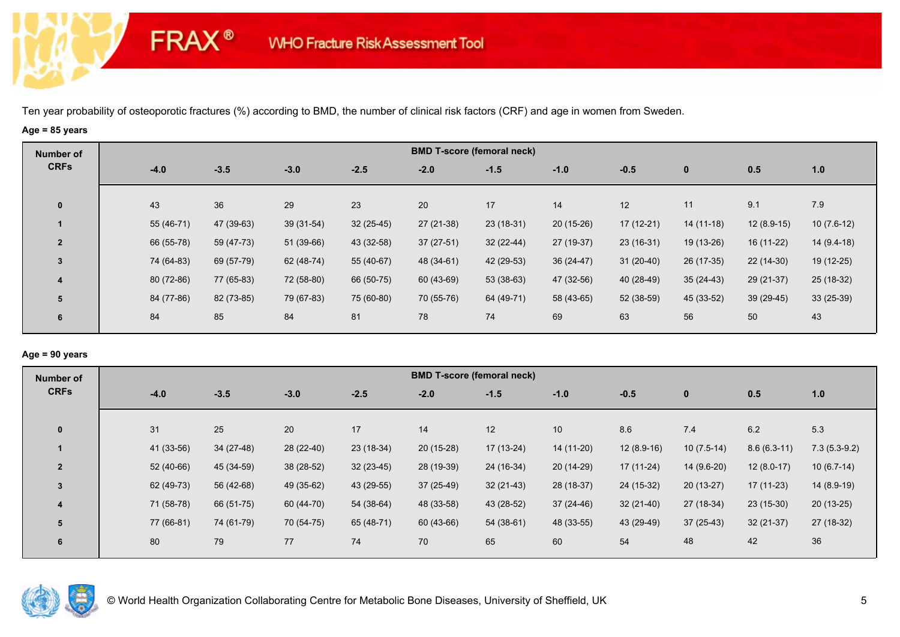FRAX® WHO Fracture Risk Assessment Tool

Ten year probability of osteoporotic fractures (%) according to BMD, the number of clinical risk factors (CRF) and age in women from Sweden.

**Age = 85 years**

| Number of CRFs | BMD T-score (femoral neck) | | | | | | | | | | |
|---|---|---|---|---|---|---|---|---|---|---|---|
| | -4.0 | -3.5 | -3.0 | -2.5 | -2.0 | -1.5 | -1.0 | -0.5 | 0 | 0.5 | 1.0 |
| 0 | 43 | 36 | 29 | 23 | 20 | 17 | 14 | 12 | 11 | 9.1 | 7.9 |
| 1 | 55 (46-71) | 47 (39-63) | 39 (31-54) | 32 (25-45) | 27 (21-38) | 23 (18-31) | 20 (15-26) | 17 (12-21) | 14 (11-18) | 12 (8.9-15) | 10 (7.6-12) |
| 2 | 66 (55-78) | 59 (47-73) | 51 (39-66) | 43 (32-58) | 37 (27-51) | 32 (22-44) | 27 (19-37) | 23 (16-31) | 19 (13-26) | 16 (11-22) | 14 (9.4-18) |
| 3 | 74 (64-83) | 69 (57-79) | 62 (48-74) | 55 (40-67) | 48 (34-61) | 42 (29-53) | 36 (24-47) | 31 (20-40) | 26 (17-35) | 22 (14-30) | 19 (12-25) |
| 4 | 80 (72-86) | 77 (65-83) | 72 (58-80) | 66 (50-75) | 60 (43-69) | 53 (38-63) | 47 (32-56) | 40 (28-49) | 35 (24-43) | 29 (21-37) | 25 (18-32) |
| 5 | 84 (77-86) | 82 (73-85) | 79 (67-83) | 75 (60-80) | 70 (55-76) | 64 (49-71) | 58 (43-65) | 52 (38-59) | 45 (33-52) | 39 (29-45) | 33 (25-39) |
| 6 | 84 | 85 | 84 | 81 | 78 | 74 | 69 | 63 | 56 | 50 | 43 |

**Age = 90 years**

| Number of CRFs | BMD T-score (femoral neck) | | | | | | | | | | |
|---|---|---|---|---|---|---|---|---|---|---|---|
| | -4.0 | -3.5 | -3.0 | -2.5 | -2.0 | -1.5 | -1.0 | -0.5 | 0 | 0.5 | 1.0 |
| 0 | 31 | 25 | 20 | 17 | 14 | 12 | 10 | 8.6 | 7.4 | 6.2 | 5.3 |
| 1 | 41 (33-56) | 34 (27-48) | 28 (22-40) | 23 (18-34) | 20 (15-28) | 17 (13-24) | 14 (11-20) | 12 (8.9-16) | 10 (7.5-14) | 8.6 (6.3-11) | 7.3 (5.3-9.2) |
| 2 | 52 (40-66) | 45 (34-59) | 38 (28-52) | 32 (23-45) | 28 (19-39) | 24 (16-34) | 20 (14-29) | 17 (11-24) | 14 (9.6-20) | 12 (8.0-17) | 10 (6.7-14) |
| 3 | 62 (49-73) | 56 (42-68) | 49 (35-62) | 43 (29-55) | 37 (25-49) | 32 (21-43) | 28 (18-37) | 24 (15-32) | 20 (13-27) | 17 (11-23) | 14 (8.9-19) |
| 4 | 71 (58-78) | 66 (51-75) | 60 (44-70) | 54 (38-64) | 48 (33-58) | 43 (28-52) | 37 (24-46) | 32 (21-40) | 27 (18-34) | 23 (15-30) | 20 (13-25) |
| 5 | 77 (66-81) | 74 (61-79) | 70 (54-75) | 65 (48-71) | 60 (43-66) | 54 (38-61) | 48 (33-55) | 43 (29-49) | 37 (25-43) | 32 (21-37) | 27 (18-32) |
| 6 | 80 | 79 | 77 | 74 | 70 | 65 | 60 | 54 | 48 | 42 | 36 |

© World Health Organization Collaborating Centre for Metabolic Bone Diseases, University of Sheffield, UK